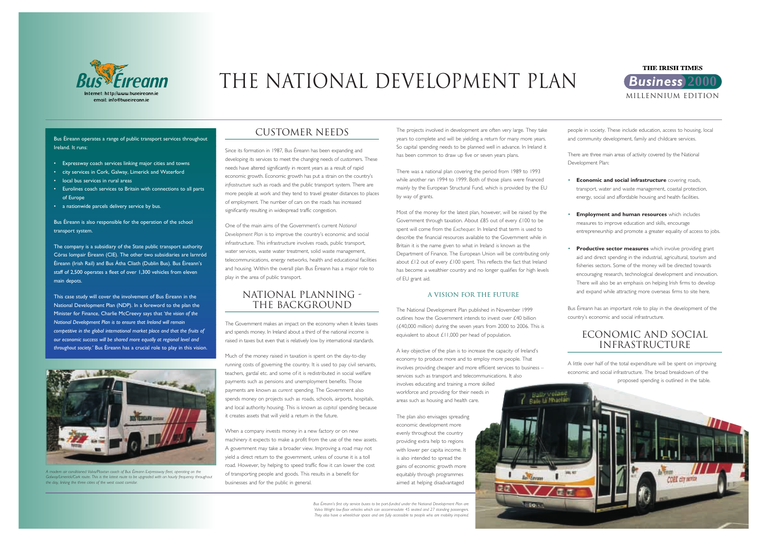# THE NATIONAL DEVELOPMENT PLAN

Bus Éireann operates a range of public transport services throughout Ireland. It runs:

- Expressway coach services linking major cities and towns
- city services in Cork, Galway, Limerick and Waterford
- local bus services in rural areas
- Eurolines coach services to Britain with connections to all parts of Europe
- a nationwide parcels delivery service by bus.

Bus Éireann is also responsible for the operation of the school transport system.

The company is a subsidiary of the State public transport authority Córas Iompair Éireann (CIE). The other two subsidiaries are Iarnród Éireann (Irish Rail) and Bus Átha Cliath (Dublin Bus). Bus Éireann's staff of 2,500 operates a fleet of over 1,300 vehicles from eleven main depots.

This case study will cover the involvement of Bus Éireann in the National Development Plan (NDP). In a foreword to the plan the Minister for Finance, Charlie McCreevy says that *'the vision of the National Development Plan is to ensure that Ireland will remain competitive in the global international market place and that the fruits of our economic success will be shared more equally at regional level and throughout society.'* Bus Éireann has a crucial role to play in this vision.

*A modern air conditioned Volvo/Plaxton coach of Bus Éireann Expressway fleet, operating on the Galway/Limerick/Cork route. This is the latest route to be upgraded with an hourly frequency throughout the day, linking the three cities of the west coast corridor.*

## CUSTOMER NEEDS

Since its formation in 1987, Bus Éireann has been expanding and developing its services to meet the changing needs of customers. These needs have altered significantly in recent years as a result of rapid economic growth. Economic growth has put a strain on the country's *infrastructure* such as roads and the public transport system. There are more people at work and they tend to travel greater distances to places of employment. The number of cars on the roads has increased significantly resulting in widespread traffic congestion.

One of the main aims of the Government's current *National Development Plan* is to improve the country's economic and social infrastructure. This infrastructure involves roads, public transport, water services, waste water treatment, solid waste management, telecommunications, energy networks, health and educational facilities and housing. Within the overall plan Bus Éireann has a major role to play in the area of public transport.

## NATIONAL PLANNING - THE BACKGROUND

The Government makes an impact on the economy when it levies taxes and spends money. In Ireland about a third of the national income is raised in taxes but even that is relatively low by international standards.

Much of the money raised in taxation is spent on the day-to-day running costs of governing the country. It is used to pay civil servants, teachers, gardaí etc. and some of it is redistributed in social welfare payments such as pensions and unemployment benefits. Those payments are known as *current* spending. The Government also spends money on projects such as roads, schools, airports, hospitals, and local authority housing. This is known as *capital* spending because it creates assets that will yield a return in the future.

When a company invests money in a new factory or on new machinery it expects to make a profit from the use of the new assets. A government may take a broader view. Improving a road may not yield a direct return to the government, unless of course it is a toll road. However, by helping to speed traffic flow it can lower the cost of transporting people and goods. This results in a benefit for businesses and for the public in general.

The projects involved in development are often very large. They take years to complete and will be yielding a return for many more years. So capital spending needs to be planned well in advance. In Ireland it has been common to draw up five or seven years plans.

There was a national plan covering the period from 1989 to 1993 while another ran 1994 to 1999. Both of those plans were financed mainly by the European Structural Fund, which is provided by the EU by way of grants.

Most of the money for the latest plan, however, will be raised by the Government through taxation. About £85 out of every £100 to be spent will come from the *Exchequer*. In Ireland that term is used to describe the financial resources available to the Government while in Britain it is the name given to what in Ireland is known as the Department of Finance. The European Union will be contributing only about £12 out of every £100 spent. This reflects the fact that Ireland has become a wealthier country and no longer qualifies for high levels of EU grant aid.

### A VISION FOR THE FUTURE

The National Development Plan published in November 1999 outlines how the Government intends to invest over £40 billion (£40,000 million) during the seven years from 2000 to 2006. This is equivalent to about £11,000 per head of population.

A key objective of the plan is to increase the capacity of Ireland's economy to produce more and to employ more people. That involves providing cheaper and more efficient services to business – services such as transport and telecommunications. It also involves educating and training a more skilled workforce and providing for their needs in areas such as housing and health care.

The plan also envisages spreading economic development more evenly throughout the country providing extra help to regions with lower per capita income. It is also intended to spread the gains of economic growth more equitably through programmes aimed at helping disadvantaged people in society. These include education, access to housing, local and community development, family and childcare services.

There are three main areas of activity covered by the National Development Plan:

- **Economic and social infrastructure** covering roads, transport, water and waste management, coastal protection, energy, social and affordable housing and health facilities.
- **Employment and human resources** which includes measures to improve education and skills, encourage entrepreneurship and promote a greater equality of access to jobs.
- **Productive sector measures** which involve providing grant aid and direct spending in the industrial, agricultural, tourism and fisheries sectors. Some of the money will be directed towards encouraging research, technological development and innovation. There will also be an emphasis on helping Irish firms to develop and expand while attracting more overseas firms to site here.

Bus Éireann has an important role to play in the development of the country's economic and social infrastructure.

## ECONOMIC AND SOCIAL INFRASTRUCTURE

A little over half of the total expenditure will be spent on improving economic and social infrastructure. The broad breakdown of the proposed spending is outlined in the table.

*Bus Éireann's first city service buses to be part-funded under the National Development Plan are Volvo Wright low-floor vehicles which can accommodate 45 seated and 27 standing passengers. They also have a wheelchair space and are fully accessible to people who are mobility impaired.*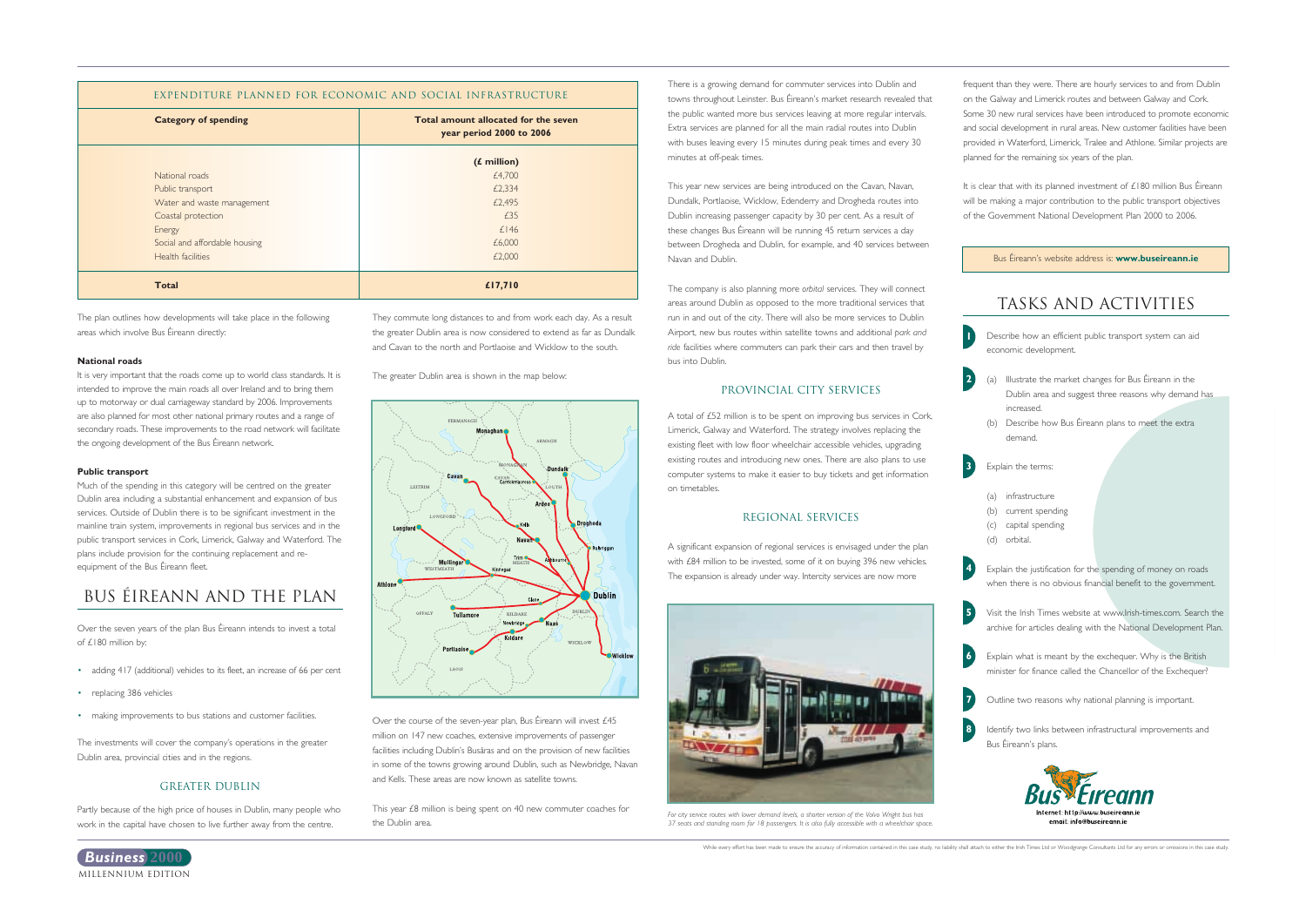## EXPENDITURE PLANNED FOR ECONOMIC AND SOCIAL INFRASTRUCTURE

| Category of spending | Total amount allocated for the seven year period 2000 to 2006 |
|---|---|
| | (£ million) |
| National roads | £4,700 |
| Public transport | £2,334 |
| Water and waste management | £2,495 |
| Coastal protection | £35 |
| Energy | £146 |
| Social and affordable housing | £6,000 |
| Health facilities | £2,000 |
| **Total** | **£17,710** |

The plan outlines how developments will take place in the following areas which involve Bus Éireann directly:

**National roads**

It is very important that the roads come up to world class standards. It is intended to improve the main roads all over Ireland and to bring them up to motorway or dual carriageway standard by 2006. Improvements are also planned for most other national primary routes and a range of secondary roads. These improvements to the road network will facilitate the ongoing development of the Bus Éireann network.

**Public transport**

Much of the spending in this category will be centred on the greater Dublin area including a substantial enhancement and expansion of bus services. Outside of Dublin there is to be significant investment in the mainline train system, improvements in regional bus services and in the public transport services in Cork, Limerick, Galway and Waterford. The plans include provision for the continuing replacement and re-equipment of the Bus Éireann fleet.

# BUS ÉIREANN AND THE PLAN

Over the seven years of the plan Bus Éireann intends to invest a total of £180 million by:

- adding 417 (additional) vehicles to its fleet, an increase of 66 per cent
- replacing 386 vehicles
- making improvements to bus stations and customer facilities.

The investments will cover the company's operations in the greater Dublin area, provincial cities and in the regions.

## GREATER DUBLIN

Partly because of the high price of houses in Dublin, many people who work in the capital have chosen to live further away from the centre. They commute long distances to and from work each day. As a result the greater Dublin area is now considered to extend as far as Dundalk and Cavan to the north and Portlaoise and Wicklow to the south.

The greater Dublin area is shown in the map below:

FERMANAGH
Monaghan
ARMAGH
MONAGHAN
Cavan
CAVAN
Carrickmacross
Dundalk
LEITRIM
LOUTH
Ardee
LONGFORD
Longford
Kells
Drogheda
Navan
Balbriggan
Mullingar
WESTMEATH
Trim
MEATH
Ashbourne
Kinnegad
Athlone
Dublin
Clane
OFFALY
Tullamore
KILDARE
DUBLIN
Newbridge
Naas
Kildare
WICKLOW
Portlaoise
Wicklow
LAOIS

Over the course of the seven-year plan, Bus Éireann will invest £45 million on 147 new coaches, extensive improvements of passenger facilities including Dublin's Busáras and on the provision of new facilities in some of the towns growing around Dublin, such as Newbridge, Navan and Kells. These areas are now known as satellite towns.

This year £8 million is being spent on 40 new commuter coaches for the Dublin area.

There is a growing demand for commuter services into Dublin and towns throughout Leinster. Bus Éireann's market research revealed that the public wanted more bus services leaving at more regular intervals. Extra services are planned for all the main radial routes into Dublin with buses leaving every 15 minutes during peak times and every 30 minutes at off-peak times.

This year new services are being introduced on the Cavan, Navan, Dundalk, Portlaoise, Wicklow, Edenderry and Drogheda routes into Dublin increasing passenger capacity by 30 per cent. As a result of these changes Bus Éireann will be running 45 return services a day between Drogheda and Dublin, for example, and 40 services between Navan and Dublin.

The company is also planning more *orbital* services. They will connect areas around Dublin as opposed to the more traditional services that run in and out of the city. There will also be more services to Dublin Airport, new bus routes within satellite towns and additional *park and ride* facilities where commuters can park their cars and then travel by bus into Dublin.

## PROVINCIAL CITY SERVICES

A total of £52 million is to be spent on improving bus services in Cork, Limerick, Galway and Waterford. The strategy involves replacing the existing fleet with low floor wheelchair accessible vehicles, upgrading existing routes and introducing new ones. There are also plans to use computer systems to make it easier to buy tickets and get information on timetables.

## REGIONAL SERVICES

A significant expansion of regional services is envisaged under the plan with £84 million to be invested, some of it on buying 396 new vehicles. The expansion is already under way. Intercity services are now more frequent than they were. There are hourly services to and from Dublin on the Galway and Limerick routes and between Galway and Cork. Some 30 new rural services have been introduced to promote economic and social development in rural areas. New customer facilities have been provided in Waterford, Limerick, Tralee and Athlone. Similar projects are planned for the remaining six years of the plan.

*For city service routes with lower demand levels, a shorter version of the Volvo Wright bus has 37 seats and standing room for 18 passengers. It is also fully accessible with a wheelchair space.*

It is clear that with its planned investment of £180 million Bus Éireann will be making a major contribution to the public transport objectives of the Government National Development Plan 2000 to 2006.

Bus Éireann's website address is: **www.buseireann.ie**

# TASKS AND ACTIVITIES

1. Describe how an efficient public transport system can aid economic development.
2. (a) Illustrate the market changes for Bus Éireann in the Dublin area and suggest three reasons why demand has increased.
   (b) Describe how Bus Éireann plans to meet the extra demand.
3. Explain the terms:
   (a) infrastructure
   (b) current spending
   (c) capital spending
   (d) orbital.
4. Explain the justification for the spending of money on roads when there is no obvious financial benefit to the government.
5. Visit the Irish Times website at www.Irish-times.com. Search the archive for articles dealing with the National Development Plan.
6. Explain what is meant by the exchequer. Why is the British minister for finance called the Chancellor of the Exchequer?
7. Outline two reasons why national planning is important.
8. Identify two links between infrastructural improvements and Bus Éireann's plans.

Bus Éireann
Internet: http://www.buseireann.ie
email: info@buseireann.ie

While every effort has been made to ensure the accuracy of information contained in this case study, no liability shall attach to either the Irish Times Ltd or Woodgrange Consultants Ltd for any errors or omissions in this case study.